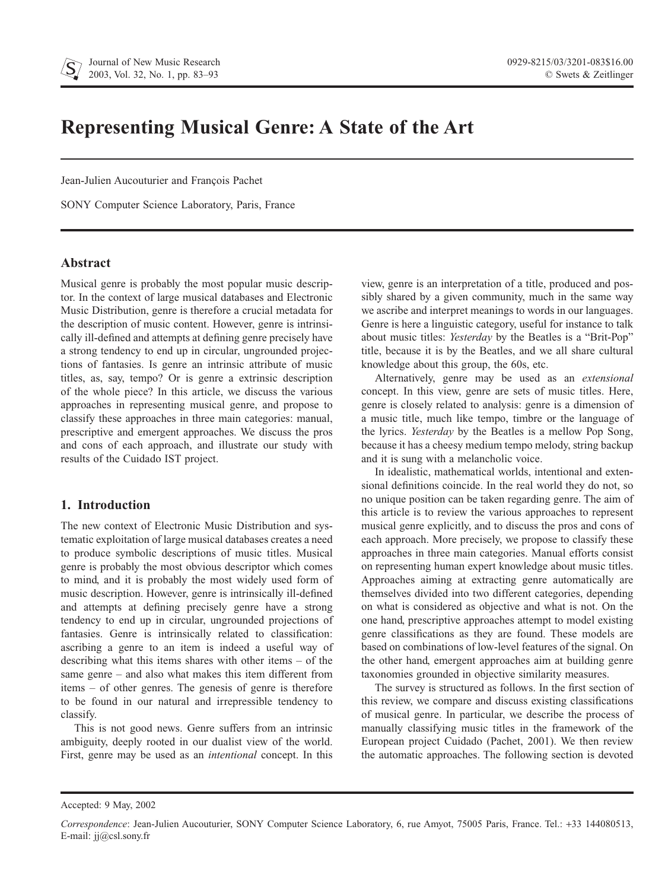# Representing Musical Genre: A State of the Art

Jean-Julien Aucouturier and François Pachet

SONY Computer Science Laboratory, Paris, France

## Abstract

Musical genre is probably the most popular music descriptor. In the context of large musical databases and Electronic Music Distribution, genre is therefore a crucial metadata for the description of music content. However, genre is intrinsically ill-defined and attempts at defining genre precisely have a strong tendency to end up in circular, ungrounded projections of fantasies. Is genre an intrinsic attribute of music titles, as, say, tempo? Or is genre a extrinsic description of the whole piece? In this article, we discuss the various approaches in representing musical genre, and propose to classify these approaches in three main categories: manual, prescriptive and emergent approaches. We discuss the pros and cons of each approach, and illustrate our study with results of the Cuidado IST project.

## 1. Introduction

The new context of Electronic Music Distribution and systematic exploitation of large musical databases creates a need to produce symbolic descriptions of music titles. Musical genre is probably the most obvious descriptor which comes to mind, and it is probably the most widely used form of music description. However, genre is intrinsically ill-defined and attempts at defining precisely genre have a strong tendency to end up in circular, ungrounded projections of fantasies. Genre is intrinsically related to classification: ascribing a genre to an item is indeed a useful way of describing what this items shares with other items – of the same genre – and also what makes this item different from items – of other genres. The genesis of genre is therefore to be found in our natural and irrepressible tendency to classify.

This is not good news. Genre suffers from an intrinsic ambiguity, deeply rooted in our dualist view of the world. First, genre may be used as an *intentional* concept. In this view, genre is an interpretation of a title, produced and possibly shared by a given community, much in the same way we ascribe and interpret meanings to words in our languages. Genre is here a linguistic category, useful for instance to talk about music titles: *Yesterday* by the Beatles is a "Brit-Pop" title, because it is by the Beatles, and we all share cultural knowledge about this group, the 60s, etc.

Alternatively, genre may be used as an *extensional* concept. In this view, genre are sets of music titles. Here, genre is closely related to analysis: genre is a dimension of a music title, much like tempo, timbre or the language of the lyrics. *Yesterday* by the Beatles is a mellow Pop Song, because it has a cheesy medium tempo melody, string backup and it is sung with a melancholic voice.

In idealistic, mathematical worlds, intentional and extensional definitions coincide. In the real world they do not, so no unique position can be taken regarding genre. The aim of this article is to review the various approaches to represent musical genre explicitly, and to discuss the pros and cons of each approach. More precisely, we propose to classify these approaches in three main categories. Manual efforts consist on representing human expert knowledge about music titles. Approaches aiming at extracting genre automatically are themselves divided into two different categories, depending on what is considered as objective and what is not. On the one hand, prescriptive approaches attempt to model existing genre classifications as they are found. These models are based on combinations of low-level features of the signal. On the other hand, emergent approaches aim at building genre taxonomies grounded in objective similarity measures.

The survey is structured as follows. In the first section of this review, we compare and discuss existing classifications of musical genre. In particular, we describe the process of manually classifying music titles in the framework of the European project Cuidado (Pachet, 2001). We then review the automatic approaches. The following section is devoted

Accepted: 9 May, 2002

*Correspondence*: Jean-Julien Aucouturier, SONY Computer Science Laboratory, 6, rue Amyot, 75005 Paris, France. Tel.: +33 144080513, E-mail: jj@csl.sony.fr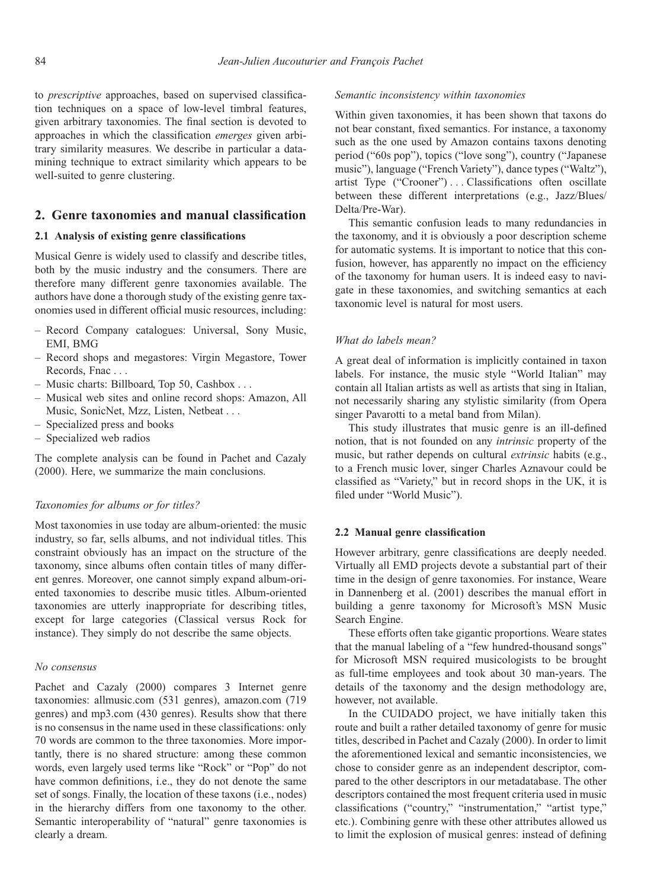to *prescriptive* approaches, based on supervised classification techniques on a space of low-level timbral features, given arbitrary taxonomies. The final section is devoted to approaches in which the classification *emerges* given arbitrary similarity measures. We describe in particular a data-mining technique to extract similarity which appears to be well-suited to genre clustering.

## 2. Genre taxonomies and manual classification

### 2.1 Analysis of existing genre classifications

Musical Genre is widely used to classify and describe titles, both by the music industry and the consumers. There are therefore many different genre taxonomies available. The authors have done a thorough study of the existing genre taxonomies used in different official music resources, including:

- Record Company catalogues: Universal, Sony Music, EMI, BMG
- Record shops and megastores: Virgin Megastore, Tower Records, Fnac . . .
- Music charts: Billboard, Top 50, Cashbox . . .
- Musical web sites and online record shops: Amazon, All Music, SonicNet, Mzz, Listen, Netbeat . . .
- Specialized press and books
- Specialized web radios

The complete analysis can be found in Pachet and Cazaly (2000). Here, we summarize the main conclusions.

#### *Taxonomies for albums or for titles?*

Most taxonomies in use today are album-oriented: the music industry, so far, sells albums, and not individual titles. This constraint obviously has an impact on the structure of the taxonomy, since albums often contain titles of many different genres. Moreover, one cannot simply expand album-oriented taxonomies to describe music titles. Album-oriented taxonomies are utterly inappropriate for describing titles, except for large categories (Classical versus Rock for instance). They simply do not describe the same objects.

#### *No consensus*

Pachet and Cazaly (2000) compares 3 Internet genre taxonomies: allmusic.com (531 genres), amazon.com (719 genres) and mp3.com (430 genres). Results show that there is no consensus in the name used in these classifications: only 70 words are common to the three taxonomies. More importantly, there is no shared structure: among these common words, even largely used terms like "Rock" or "Pop" do not have common definitions, i.e., they do not denote the same set of songs. Finally, the location of these taxons (i.e., nodes) in the hierarchy differs from one taxonomy to the other. Semantic interoperability of "natural" genre taxonomies is clearly a dream.

#### *Semantic inconsistency within taxonomies*

Within given taxonomies, it has been shown that taxons do not bear constant, fixed semantics. For instance, a taxonomy such as the one used by Amazon contains taxons denoting period ("60s pop"), topics ("love song"), country ("Japanese music"), language ("French Variety"), dance types ("Waltz"), artist Type ("Crooner") . . . Classifications often oscillate between these different interpretations (e.g., Jazz/Blues/Delta/Pre-War).

This semantic confusion leads to many redundancies in the taxonomy, and it is obviously a poor description scheme for automatic systems. It is important to notice that this confusion, however, has apparently no impact on the efficiency of the taxonomy for human users. It is indeed easy to navigate in these taxonomies, and switching semantics at each taxonomic level is natural for most users.

#### *What do labels mean?*

A great deal of information is implicitly contained in taxon labels. For instance, the music style "World Italian" may contain all Italian artists as well as artists that sing in Italian, not necessarily sharing any stylistic similarity (from Opera singer Pavarotti to a metal band from Milan).

This study illustrates that music genre is an ill-defined notion, that is not founded on any *intrinsic* property of the music, but rather depends on cultural *extrinsic* habits (e.g., to a French music lover, singer Charles Aznavour could be classified as "Variety," but in record shops in the UK, it is filed under "World Music").

### 2.2 Manual genre classification

However arbitrary, genre classifications are deeply needed. Virtually all EMD projects devote a substantial part of their time in the design of genre taxonomies. For instance, Weare in Dannenberg et al. (2001) describes the manual effort in building a genre taxonomy for Microsoft's MSN Music Search Engine.

These efforts often take gigantic proportions. Weare states that the manual labeling of a "few hundred-thousand songs" for Microsoft MSN required musicologists to be brought as full-time employees and took about 30 man-years. The details of the taxonomy and the design methodology are, however, not available.

In the CUIDADO project, we have initially taken this route and built a rather detailed taxonomy of genre for music titles, described in Pachet and Cazaly (2000). In order to limit the aforementioned lexical and semantic inconsistencies, we chose to consider genre as an independent descriptor, compared to the other descriptors in our metadatabase. The other descriptors contained the most frequent criteria used in music classifications ("country," "instrumentation," "artist type," etc.). Combining genre with these other attributes allowed us to limit the explosion of musical genres: instead of defining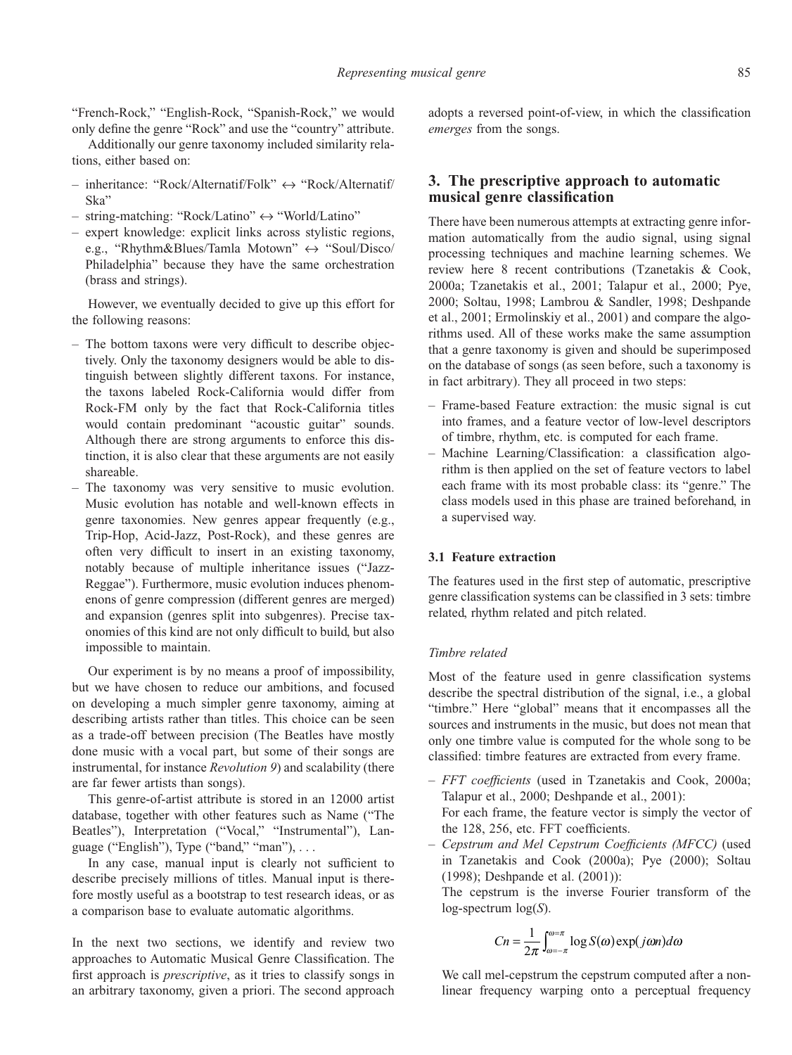"French-Rock," "English-Rock, "Spanish-Rock," we would only define the genre "Rock" and use the "country" attribute.

Additionally our genre taxonomy included similarity relations, either based on:

- inheritance: "Rock/Alternatif/Folk" ↔ "Rock/Alternatif/Ska"
- string-matching: "Rock/Latino" ↔ "World/Latino"
- expert knowledge: explicit links across stylistic regions, e.g., "Rhythm&Blues/Tamla Motown" ↔ "Soul/Disco/Philadelphia" because they have the same orchestration (brass and strings).

However, we eventually decided to give up this effort for the following reasons:

- The bottom taxons were very difficult to describe objectively. Only the taxonomy designers would be able to distinguish between slightly different taxons. For instance, the taxons labeled Rock-California would differ from Rock-FM only by the fact that Rock-California titles would contain predominant "acoustic guitar" sounds. Although there are strong arguments to enforce this distinction, it is also clear that these arguments are not easily shareable.
- The taxonomy was very sensitive to music evolution. Music evolution has notable and well-known effects in genre taxonomies. New genres appear frequently (e.g., Trip-Hop, Acid-Jazz, Post-Rock), and these genres are often very difficult to insert in an existing taxonomy, notably because of multiple inheritance issues ("Jazz-Reggae"). Furthermore, music evolution induces phenomenons of genre compression (different genres are merged) and expansion (genres split into subgenres). Precise taxonomies of this kind are not only difficult to build, but also impossible to maintain.

Our experiment is by no means a proof of impossibility, but we have chosen to reduce our ambitions, and focused on developing a much simpler genre taxonomy, aiming at describing artists rather than titles. This choice can be seen as a trade-off between precision (The Beatles have mostly done music with a vocal part, but some of their songs are instrumental, for instance *Revolution 9*) and scalability (there are far fewer artists than songs).

This genre-of-artist attribute is stored in an 12000 artist database, together with other features such as Name ("The Beatles"), Interpretation ("Vocal," "Instrumental"), Language ("English"), Type ("band," "man"), . . .

In any case, manual input is clearly not sufficient to describe precisely millions of titles. Manual input is therefore mostly useful as a bootstrap to test research ideas, or as a comparison base to evaluate automatic algorithms.

In the next two sections, we identify and review two approaches to Automatic Musical Genre Classification. The first approach is *prescriptive*, as it tries to classify songs in an arbitrary taxonomy, given a priori. The second approach adopts a reversed point-of-view, in which the classification *emerges* from the songs.

## 3. The prescriptive approach to automatic musical genre classification

There have been numerous attempts at extracting genre information automatically from the audio signal, using signal processing techniques and machine learning schemes. We review here 8 recent contributions (Tzanetakis & Cook, 2000a; Tzanetakis et al., 2001; Talapur et al., 2000; Pye, 2000; Soltau, 1998; Lambrou & Sandler, 1998; Deshpande et al., 2001; Ermolinskiy et al., 2001) and compare the algorithms used. All of these works make the same assumption that a genre taxonomy is given and should be superimposed on the database of songs (as seen before, such a taxonomy is in fact arbitrary). They all proceed in two steps:

- Frame-based Feature extraction: the music signal is cut into frames, and a feature vector of low-level descriptors of timbre, rhythm, etc. is computed for each frame.
- Machine Learning/Classification: a classification algorithm is then applied on the set of feature vectors to label each frame with its most probable class: its "genre." The class models used in this phase are trained beforehand, in a supervised way.

### 3.1 Feature extraction

The features used in the first step of automatic, prescriptive genre classification systems can be classified in 3 sets: timbre related, rhythm related and pitch related.

#### *Timbre related*

Most of the feature used in genre classification systems describe the spectral distribution of the signal, i.e., a global "timbre." Here "global" means that it encompasses all the sources and instruments in the music, but does not mean that only one timbre value is computed for the whole song to be classified: timbre features are extracted from every frame.

- *FFT coefficients* (used in Tzanetakis and Cook, 2000a; Talapur et al., 2000; Deshpande et al., 2001):
  For each frame, the feature vector is simply the vector of the 128, 256, etc. FFT coefficients.
- *Cepstrum and Mel Cepstrum Coefficients (MFCC)* (used in Tzanetakis and Cook (2000a); Pye (2000); Soltau (1998); Deshpande et al. (2001)):
  The cepstrum is the inverse Fourier transform of the log-spectrum $\log(S)$.

$$Cn = \frac{1}{2\pi}\int_{\omega=-\pi}^{\omega=\pi} \log S(\omega)\exp(j\omega n)d\omega$$

We call mel-cepstrum the cepstrum computed after a non-linear frequency warping onto a perceptual frequency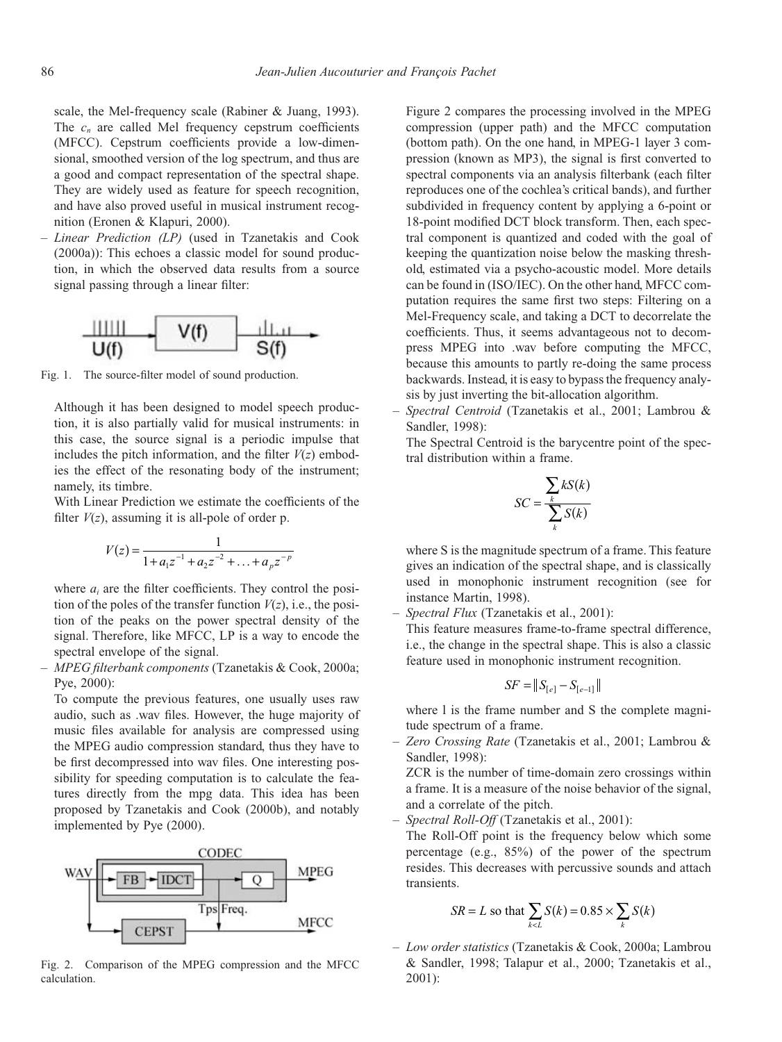scale, the Mel-frequency scale (Rabiner & Juang, 1993). The $c_n$ are called Mel frequency cepstrum coefficients (MFCC). Cepstrum coefficients provide a low-dimensional, smoothed version of the log spectrum, and thus are a good and compact representation of the spectral shape. They are widely used as feature for speech recognition, and have also proved useful in musical instrument recognition (Eronen & Klapuri, 2000).

– *Linear Prediction (LP)* (used in Tzanetakis and Cook (2000a)): This echoes a classic model for sound production, in which the observed data results from a source signal passing through a linear filter:

Fig. 1. The source-filter model of sound production.

Although it has been designed to model speech production, it is also partially valid for musical instruments: in this case, the source signal is a periodic impulse that includes the pitch information, and the filter $V(z)$ embodies the effect of the resonating body of the instrument; namely, its timbre.

With Linear Prediction we estimate the coefficients of the filter $V(z)$, assuming it is all-pole of order p.

$$V(z) = \frac{1}{1 + a_1 z^{-1} + a_2 z^{-2} + \ldots + a_p z^{-p}}$$

where $a_i$ are the filter coefficients. They control the position of the poles of the transfer function $V(z)$, i.e., the position of the peaks on the power spectral density of the signal. Therefore, like MFCC, LP is a way to encode the spectral envelope of the signal.

– *MPEG filterbank components* (Tzanetakis & Cook, 2000a; Pye, 2000):

To compute the previous features, one usually uses raw audio, such as .wav files. However, the huge majority of music files available for analysis are compressed using the MPEG audio compression standard, thus they have to be first decompressed into wav files. One interesting possibility for speeding computation is to calculate the features directly from the mpg data. This idea has been proposed by Tzanetakis and Cook (2000b), and notably implemented by Pye (2000).

Fig. 2. Comparison of the MPEG compression and the MFCC calculation.

Figure 2 compares the processing involved in the MPEG compression (upper path) and the MFCC computation (bottom path). On the one hand, in MPEG-1 layer 3 compression (known as MP3), the signal is first converted to spectral components via an analysis filterbank (each filter reproduces one of the cochlea's critical bands), and further subdivided in frequency content by applying a 6-point or 18-point modified DCT block transform. Then, each spectral component is quantized and coded with the goal of keeping the quantization noise below the masking threshold, estimated via a psycho-acoustic model. More details can be found in (ISO/IEC). On the other hand, MFCC computation requires the same first two steps: Filtering on a Mel-Frequency scale, and taking a DCT to decorrelate the coefficients. Thus, it seems advantageous not to decompress MPEG into .wav before computing the MFCC, because this amounts to partly re-doing the same process backwards. Instead, it is easy to bypass the frequency analysis by just inverting the bit-allocation algorithm.

– *Spectral Centroid* (Tzanetakis et al., 2001; Lambrou & Sandler, 1998):

The Spectral Centroid is the barycentre point of the spectral distribution within a frame.

$$SC = \frac{\sum_k kS(k)}{\sum_k S(k)}$$

where S is the magnitude spectrum of a frame. This feature gives an indication of the spectral shape, and is classically used in monophonic instrument recognition (see for instance Martin, 1998).

– *Spectral Flux* (Tzanetakis et al., 2001):

This feature measures frame-to-frame spectral difference, i.e., the change in the spectral shape. This is also a classic feature used in monophonic instrument recognition.

$$SF = \| S_{[e]} - S_{[e-1]} \|$$

where l is the frame number and S the complete magnitude spectrum of a frame.

– *Zero Crossing Rate* (Tzanetakis et al., 2001; Lambrou & Sandler, 1998):

ZCR is the number of time-domain zero crossings within a frame. It is a measure of the noise behavior of the signal, and a correlate of the pitch.

– *Spectral Roll-Off* (Tzanetakis et al., 2001):

The Roll-Off point is the frequency below which some percentage (e.g., 85%) of the power of the spectrum resides. This decreases with percussive sounds and attach transients.

$$SR = L \text{ so that } \sum_{k<L} S(k) = 0.85 \times \sum_k S(k)$$

– *Low order statistics* (Tzanetakis & Cook, 2000a; Lambrou & Sandler, 1998; Talapur et al., 2000; Tzanetakis et al., 2001):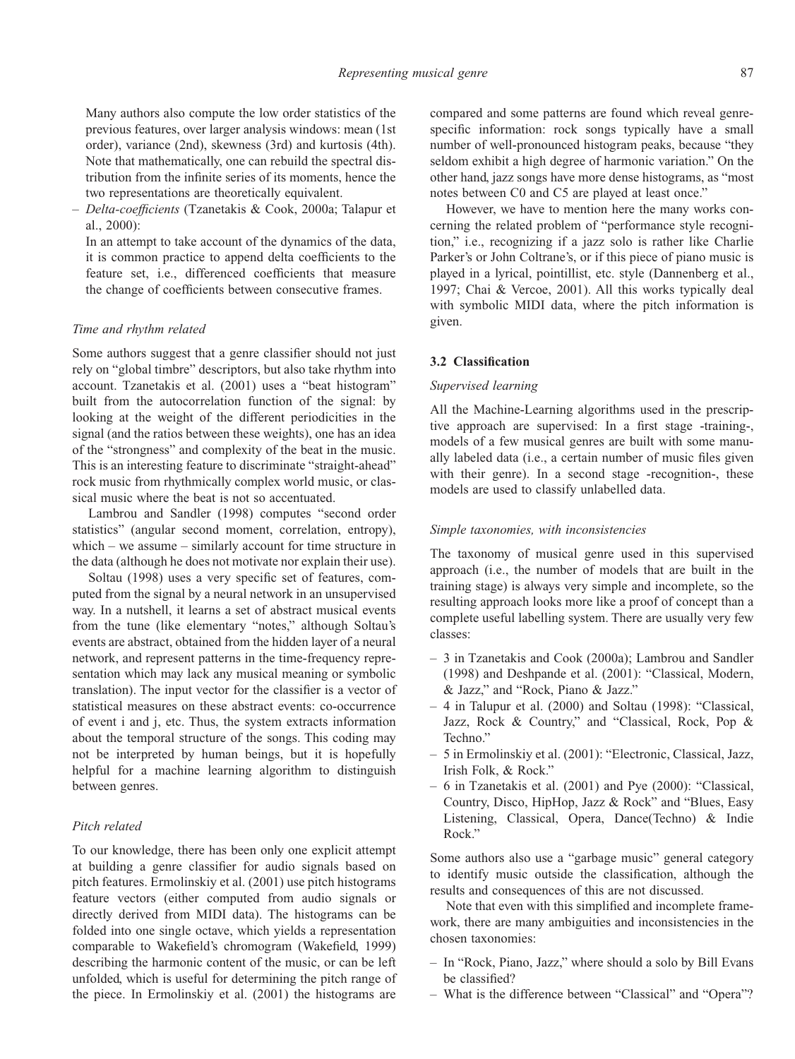Many authors also compute the low order statistics of the previous features, over larger analysis windows: mean (1st order), variance (2nd), skewness (3rd) and kurtosis (4th). Note that mathematically, one can rebuild the spectral distribution from the infinite series of its moments, hence the two representations are theoretically equivalent.

– *Delta-coefficients* (Tzanetakis & Cook, 2000a; Talapur et al., 2000):

  In an attempt to take account of the dynamics of the data, it is common practice to append delta coefficients to the feature set, i.e., differenced coefficients that measure the change of coefficients between consecutive frames.

*Time and rhythm related*

Some authors suggest that a genre classifier should not just rely on "global timbre" descriptors, but also take rhythm into account. Tzanetakis et al. (2001) uses a "beat histogram" built from the autocorrelation function of the signal: by looking at the weight of the different periodicities in the signal (and the ratios between these weights), one has an idea of the "strongness" and complexity of the beat in the music. This is an interesting feature to discriminate "straight-ahead" rock music from rhythmically complex world music, or classical music where the beat is not so accentuated.

Lambrou and Sandler (1998) computes "second order statistics" (angular second moment, correlation, entropy), which – we assume – similarly account for time structure in the data (although he does not motivate nor explain their use).

Soltau (1998) uses a very specific set of features, computed from the signal by a neural network in an unsupervised way. In a nutshell, it learns a set of abstract musical events from the tune (like elementary "notes," although Soltau's events are abstract, obtained from the hidden layer of a neural network, and represent patterns in the time-frequency representation which may lack any musical meaning or symbolic translation). The input vector for the classifier is a vector of statistical measures on these abstract events: co-occurrence of event i and j, etc. Thus, the system extracts information about the temporal structure of the songs. This coding may not be interpreted by human beings, but it is hopefully helpful for a machine learning algorithm to distinguish between genres.

*Pitch related*

To our knowledge, there has been only one explicit attempt at building a genre classifier for audio signals based on pitch features. Ermolinskiy et al. (2001) use pitch histograms feature vectors (either computed from audio signals or directly derived from MIDI data). The histograms can be folded into one single octave, which yields a representation comparable to Wakefield's chromogram (Wakefield, 1999) describing the harmonic content of the music, or can be left unfolded, which is useful for determining the pitch range of the piece. In Ermolinskiy et al. (2001) the histograms are compared and some patterns are found which reveal genre-specific information: rock songs typically have a small number of well-pronounced histogram peaks, because "they seldom exhibit a high degree of harmonic variation." On the other hand, jazz songs have more dense histograms, as "most notes between C0 and C5 are played at least once."

However, we have to mention here the many works concerning the related problem of "performance style recognition," i.e., recognizing if a jazz solo is rather like Charlie Parker's or John Coltrane's, or if this piece of piano music is played in a lyrical, pointillist, etc. style (Dannenberg et al., 1997; Chai & Vercoe, 2001). All this works typically deal with symbolic MIDI data, where the pitch information is given.

### 3.2 Classification

*Supervised learning*

All the Machine-Learning algorithms used in the prescriptive approach are supervised: In a first stage -training-, models of a few musical genres are built with some manually labeled data (i.e., a certain number of music files given with their genre). In a second stage -recognition-, these models are used to classify unlabelled data.

*Simple taxonomies, with inconsistencies*

The taxonomy of musical genre used in this supervised approach (i.e., the number of models that are built in the training stage) is always very simple and incomplete, so the resulting approach looks more like a proof of concept than a complete useful labelling system. There are usually very few classes:

– 3 in Tzanetakis and Cook (2000a); Lambrou and Sandler (1998) and Deshpande et al. (2001): "Classical, Modern, & Jazz," and "Rock, Piano & Jazz."
– 4 in Talupur et al. (2000) and Soltau (1998): "Classical, Jazz, Rock & Country," and "Classical, Rock, Pop & Techno."
– 5 in Ermolinskiy et al. (2001): "Electronic, Classical, Jazz, Irish Folk, & Rock."
– 6 in Tzanetakis et al. (2001) and Pye (2000): "Classical, Country, Disco, HipHop, Jazz & Rock" and "Blues, Easy Listening, Classical, Opera, Dance(Techno) & Indie Rock."

Some authors also use a "garbage music" general category to identify music outside the classification, although the results and consequences of this are not discussed.

Note that even with this simplified and incomplete framework, there are many ambiguities and inconsistencies in the chosen taxonomies:

– In "Rock, Piano, Jazz," where should a solo by Bill Evans be classified?
– What is the difference between "Classical" and "Opera"?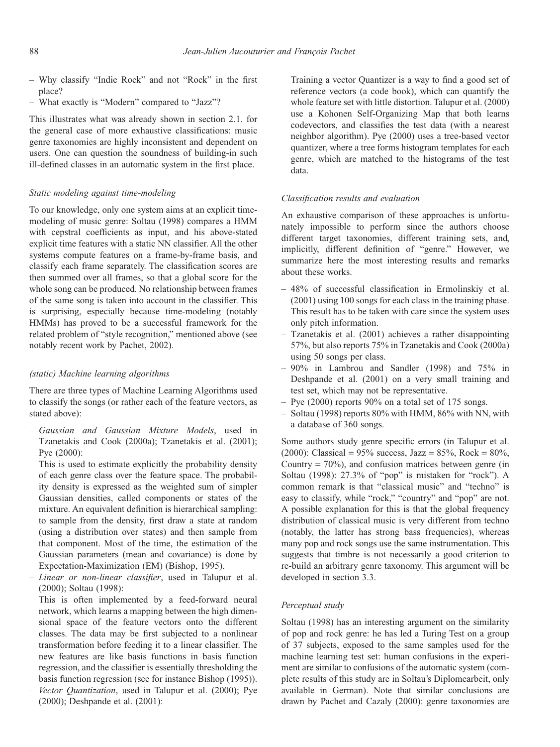– Why classify "Indie Rock" and not "Rock" in the first place?
– What exactly is "Modern" compared to "Jazz"?

This illustrates what was already shown in section 2.1. for the general case of more exhaustive classifications: music genre taxonomies are highly inconsistent and dependent on users. One can question the soundness of building-in such ill-defined classes in an automatic system in the first place.

*Static modeling against time-modeling*

To our knowledge, only one system aims at an explicit time-modeling of music genre: Soltau (1998) compares a HMM with cepstral coefficients as input, and his above-stated explicit time features with a static NN classifier. All the other systems compute features on a frame-by-frame basis, and classify each frame separately. The classification scores are then summed over all frames, so that a global score for the whole song can be produced. No relationship between frames of the same song is taken into account in the classifier. This is surprising, especially because time-modeling (notably HMMs) has proved to be a successful framework for the related problem of "style recognition," mentioned above (see notably recent work by Pachet, 2002).

*(static) Machine learning algorithms*

There are three types of Machine Learning Algorithms used to classify the songs (or rather each of the feature vectors, as stated above):

– *Gaussian and Gaussian Mixture Models*, used in Tzanetakis and Cook (2000a); Tzanetakis et al. (2001); Pye (2000):
  This is used to estimate explicitly the probability density of each genre class over the feature space. The probability density is expressed as the weighted sum of simpler Gaussian densities, called components or states of the mixture. An equivalent definition is hierarchical sampling: to sample from the density, first draw a state at random (using a distribution over states) and then sample from that component. Most of the time, the estimation of the Gaussian parameters (mean and covariance) is done by Expectation-Maximization (EM) (Bishop, 1995).
– *Linear or non-linear classifier*, used in Talupur et al. (2000); Soltau (1998):
  This is often implemented by a feed-forward neural network, which learns a mapping between the high dimensional space of the feature vectors onto the different classes. The data may be first subjected to a nonlinear transformation before feeding it to a linear classifier. The new features are like basis functions in basis function regression, and the classifier is essentially thresholding the basis function regression (see for instance Bishop (1995)).
– *Vector Quantization*, used in Talupur et al. (2000); Pye (2000); Deshpande et al. (2001):
  Training a vector Quantizer is a way to find a good set of reference vectors (a code book), which can quantify the whole feature set with little distortion. Talupur et al. (2000) use a Kohonen Self-Organizing Map that both learns codevectors, and classifies the test data (with a nearest neighbor algorithm). Pye (2000) uses a tree-based vector quantizer, where a tree forms histogram templates for each genre, which are matched to the histograms of the test data.

*Classification results and evaluation*

An exhaustive comparison of these approaches is unfortunately impossible to perform since the authors choose different target taxonomies, different training sets, and, implicitly, different definition of "genre." However, we summarize here the most interesting results and remarks about these works.

– 48% of successful classification in Ermolinskiy et al. (2001) using 100 songs for each class in the training phase. This result has to be taken with care since the system uses only pitch information.
– Tzanetakis et al. (2001) achieves a rather disappointing 57%, but also reports 75% in Tzanetakis and Cook (2000a) using 50 songs per class.
– 90% in Lambrou and Sandler (1998) and 75% in Deshpande et al. (2001) on a very small training and test set, which may not be representative.
– Pye (2000) reports 90% on a total set of 175 songs.
– Soltau (1998) reports 80% with HMM, 86% with NN, with a database of 360 songs.

Some authors study genre specific errors (in Talupur et al. (2000): Classical = 95% success, Jazz = 85%, Rock = 80%, Country = 70%), and confusion matrices between genre (in Soltau (1998): 27.3% of "pop" is mistaken for "rock"). A common remark is that "classical music" and "techno" is easy to classify, while "rock," "country" and "pop" are not. A possible explanation for this is that the global frequency distribution of classical music is very different from techno (notably, the latter has strong bass frequencies), whereas many pop and rock songs use the same instrumentation. This suggests that timbre is not necessarily a good criterion to re-build an arbitrary genre taxonomy. This argument will be developed in section 3.3.

*Perceptual study*

Soltau (1998) has an interesting argument on the similarity of pop and rock genre: he has led a Turing Test on a group of 37 subjects, exposed to the same samples used for the machine learning test set: human confusions in the experiment are similar to confusions of the automatic system (complete results of this study are in Soltau's Diplomearbeit, only available in German). Note that similar conclusions are drawn by Pachet and Cazaly (2000): genre taxonomies are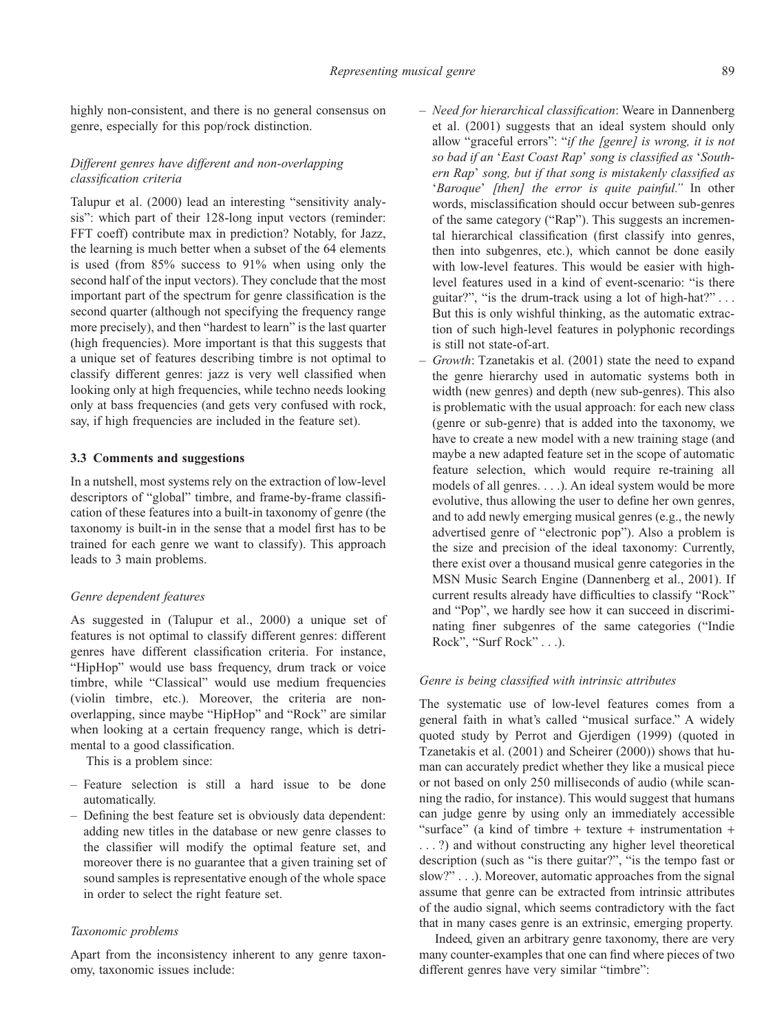highly non-consistent, and there is no general consensus on genre, especially for this pop/rock distinction.

*Different genres have different and non-overlapping classification criteria*

Talupur et al. (2000) lead an interesting "sensitivity analysis": which part of their 128-long input vectors (reminder: FFT coeff) contribute max in prediction? Notably, for Jazz, the learning is much better when a subset of the 64 elements is used (from 85% success to 91% when using only the second half of the input vectors). They conclude that the most important part of the spectrum for genre classification is the second quarter (although not specifying the frequency range more precisely), and then "hardest to learn" is the last quarter (high frequencies). More important is that this suggests that a unique set of features describing timbre is not optimal to classify different genres: jazz is very well classified when looking only at high frequencies, while techno needs looking only at bass frequencies (and gets very confused with rock, say, if high frequencies are included in the feature set).

### 3.3 Comments and suggestions

In a nutshell, most systems rely on the extraction of low-level descriptors of "global" timbre, and frame-by-frame classification of these features into a built-in taxonomy of genre (the taxonomy is built-in in the sense that a model first has to be trained for each genre we want to classify). This approach leads to 3 main problems.

*Genre dependent features*

As suggested in (Talupur et al., 2000) a unique set of features is not optimal to classify different genres: different genres have different classification criteria. For instance, "HipHop" would use bass frequency, drum track or voice timbre, while "Classical" would use medium frequencies (violin timbre, etc.). Moreover, the criteria are non-overlapping, since maybe "HipHop" and "Rock" are similar when looking at a certain frequency range, which is detrimental to a good classification.

This is a problem since:

- Feature selection is still a hard issue to be done automatically.
- Defining the best feature set is obviously data dependent: adding new titles in the database or new genre classes to the classifier will modify the optimal feature set, and moreover there is no guarantee that a given training set of sound samples is representative enough of the whole space in order to select the right feature set.

*Taxonomic problems*

Apart from the inconsistency inherent to any genre taxonomy, taxonomic issues include:

- *Need for hierarchical classification*: Weare in Dannenberg et al. (2001) suggests that an ideal system should only allow "graceful errors": "*if the [genre] is wrong, it is not so bad if an* '*East Coast Rap*' *song is classified as* '*Southern Rap*' *song, but if that song is mistakenly classified as* '*Baroque*' *[then] the error is quite painful.*" In other words, misclassification should occur between sub-genres of the same category ("Rap"). This suggests an incremental hierarchical classification (first classify into genres, then into subgenres, etc.), which cannot be done easily with low-level features. This would be easier with high-level features used in a kind of event-scenario: "is there guitar?", "is the drum-track using a lot of high-hat?" . . . But this is only wishful thinking, as the automatic extraction of such high-level features in polyphonic recordings is still not state-of-art.
- *Growth*: Tzanetakis et al. (2001) state the need to expand the genre hierarchy used in automatic systems both in width (new genres) and depth (new sub-genres). This also is problematic with the usual approach: for each new class (genre or sub-genre) that is added into the taxonomy, we have to create a new model with a new training stage (and maybe a new adapted feature set in the scope of automatic feature selection, which would require re-training all models of all genres. . . .). An ideal system would be more evolutive, thus allowing the user to define her own genres, and to add newly emerging musical genres (e.g., the newly advertised genre of "electronic pop"). Also a problem is the size and precision of the ideal taxonomy: Currently, there exist over a thousand musical genre categories in the MSN Music Search Engine (Dannenberg et al., 2001). If current results already have difficulties to classify "Rock" and "Pop", we hardly see how it can succeed in discriminating finer subgenres of the same categories ("Indie Rock", "Surf Rock" . . .).

*Genre is being classified with intrinsic attributes*

The systematic use of low-level features comes from a general faith in what's called "musical surface." A widely quoted study by Perrot and Gjerdigen (1999) (quoted in Tzanetakis et al. (2001) and Scheirer (2000)) shows that human can accurately predict whether they like a musical piece or not based on only 250 milliseconds of audio (while scanning the radio, for instance). This would suggest that humans can judge genre by using only an immediately accessible "surface" (a kind of timbre + texture + instrumentation + . . . ?) and without constructing any higher level theoretical description (such as "is there guitar?", "is the tempo fast or slow?" . . .). Moreover, automatic approaches from the signal assume that genre can be extracted from intrinsic attributes of the audio signal, which seems contradictory with the fact that in many cases genre is an extrinsic, emerging property.

Indeed, given an arbitrary genre taxonomy, there are very many counter-examples that one can find where pieces of two different genres have very similar "timbre":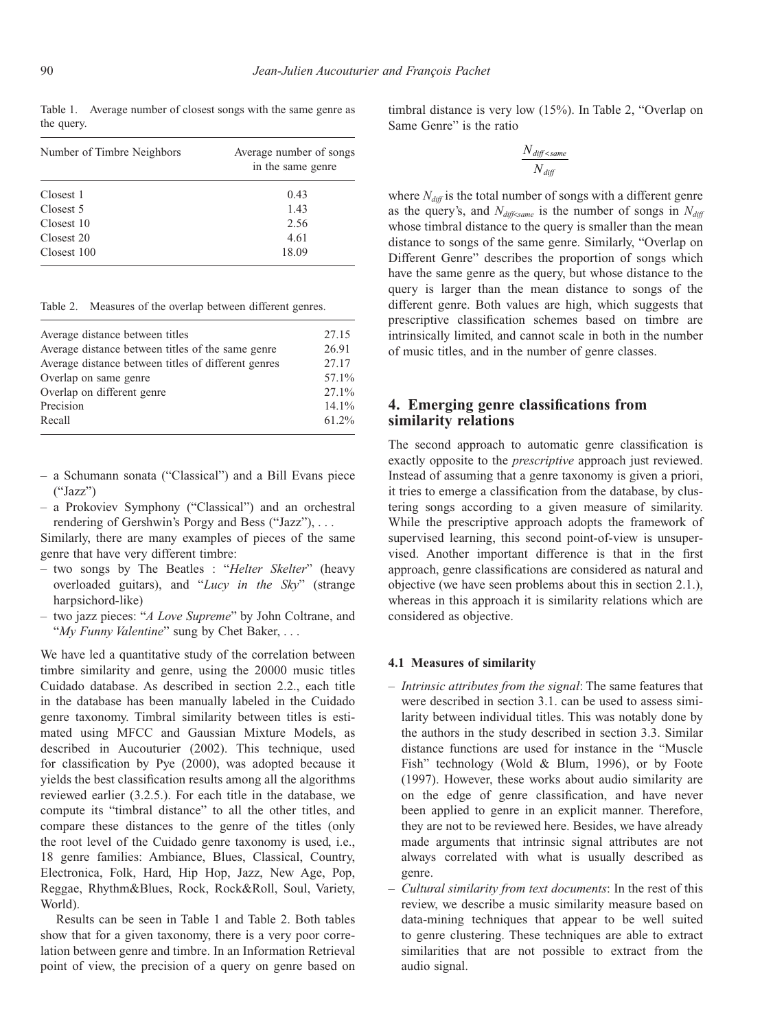Table 1. Average number of closest songs with the same genre as the query.

| Number of Timbre Neighbors | Average number of songs in the same genre |
|---|---|
| Closest 1 | 0.43 |
| Closest 5 | 1.43 |
| Closest 10 | 2.56 |
| Closest 20 | 4.61 |
| Closest 100 | 18.09 |

Table 2. Measures of the overlap between different genres.

| | |
|---|---|
| Average distance between titles | 27.15 |
| Average distance between titles of the same genre | 26.91 |
| Average distance between titles of different genres | 27.17 |
| Overlap on same genre | 57.1% |
| Overlap on different genre | 27.1% |
| Precision | 14.1% |
| Recall | 61.2% |

- a Schumann sonata ("Classical") and a Bill Evans piece ("Jazz")
- a Prokoviev Symphony ("Classical") and an orchestral rendering of Gershwin's Porgy and Bess ("Jazz"), . . .

Similarly, there are many examples of pieces of the same genre that have very different timbre:

- two songs by The Beatles : "*Helter Skelter*" (heavy overloaded guitars), and "*Lucy in the Sky*" (strange harpsichord-like)
- two jazz pieces: "*A Love Supreme*" by John Coltrane, and "*My Funny Valentine*" sung by Chet Baker, . . .

We have led a quantitative study of the correlation between timbre similarity and genre, using the 20000 music titles Cuidado database. As described in section 2.2., each title in the database has been manually labeled in the Cuidado genre taxonomy. Timbral similarity between titles is estimated using MFCC and Gaussian Mixture Models, as described in Aucouturier (2002). This technique, used for classification by Pye (2000), was adopted because it yields the best classification results among all the algorithms reviewed earlier (3.2.5.). For each title in the database, we compute its "timbral distance" to all the other titles, and compare these distances to the genre of the titles (only the root level of the Cuidado genre taxonomy is used, i.e., 18 genre families: Ambiance, Blues, Classical, Country, Electronica, Folk, Hard, Hip Hop, Jazz, New Age, Pop, Reggae, Rhythm&Blues, Rock, Rock&Roll, Soul, Variety, World).

Results can be seen in Table 1 and Table 2. Both tables show that for a given taxonomy, there is a very poor correlation between genre and timbre. In an Information Retrieval point of view, the precision of a query on genre based on timbral distance is very low (15%). In Table 2, "Overlap on Same Genre" is the ratio

$$\frac{N_{diff<same}}{N_{diff}}$$

where $N_{diff}$ is the total number of songs with a different genre as the query's, and $N_{diff<same}$ is the number of songs in $N_{diff}$ whose timbral distance to the query is smaller than the mean distance to songs of the same genre. Similarly, "Overlap on Different Genre" describes the proportion of songs which have the same genre as the query, but whose distance to the query is larger than the mean distance to songs of the different genre. Both values are high, which suggests that prescriptive classification schemes based on timbre are intrinsically limited, and cannot scale in both in the number of music titles, and in the number of genre classes.

## 4. Emerging genre classifications from similarity relations

The second approach to automatic genre classification is exactly opposite to the *prescriptive* approach just reviewed. Instead of assuming that a genre taxonomy is given a priori, it tries to emerge a classification from the database, by clustering songs according to a given measure of similarity. While the prescriptive approach adopts the framework of supervised learning, this second point-of-view is unsupervised. Another important difference is that in the first approach, genre classifications are considered as natural and objective (we have seen problems about this in section 2.1.), whereas in this approach it is similarity relations which are considered as objective.

### 4.1 Measures of similarity

- *Intrinsic attributes from the signal*: The same features that were described in section 3.1. can be used to assess similarity between individual titles. This was notably done by the authors in the study described in section 3.3. Similar distance functions are used for instance in the "Muscle Fish" technology (Wold & Blum, 1996), or by Foote (1997). However, these works about audio similarity are on the edge of genre classification, and have never been applied to genre in an explicit manner. Therefore, they are not to be reviewed here. Besides, we have already made arguments that intrinsic signal attributes are not always correlated with what is usually described as genre.
- *Cultural similarity from text documents*: In the rest of this review, we describe a music similarity measure based on data-mining techniques that appear to be well suited to genre clustering. These techniques are able to extract similarities that are not possible to extract from the audio signal.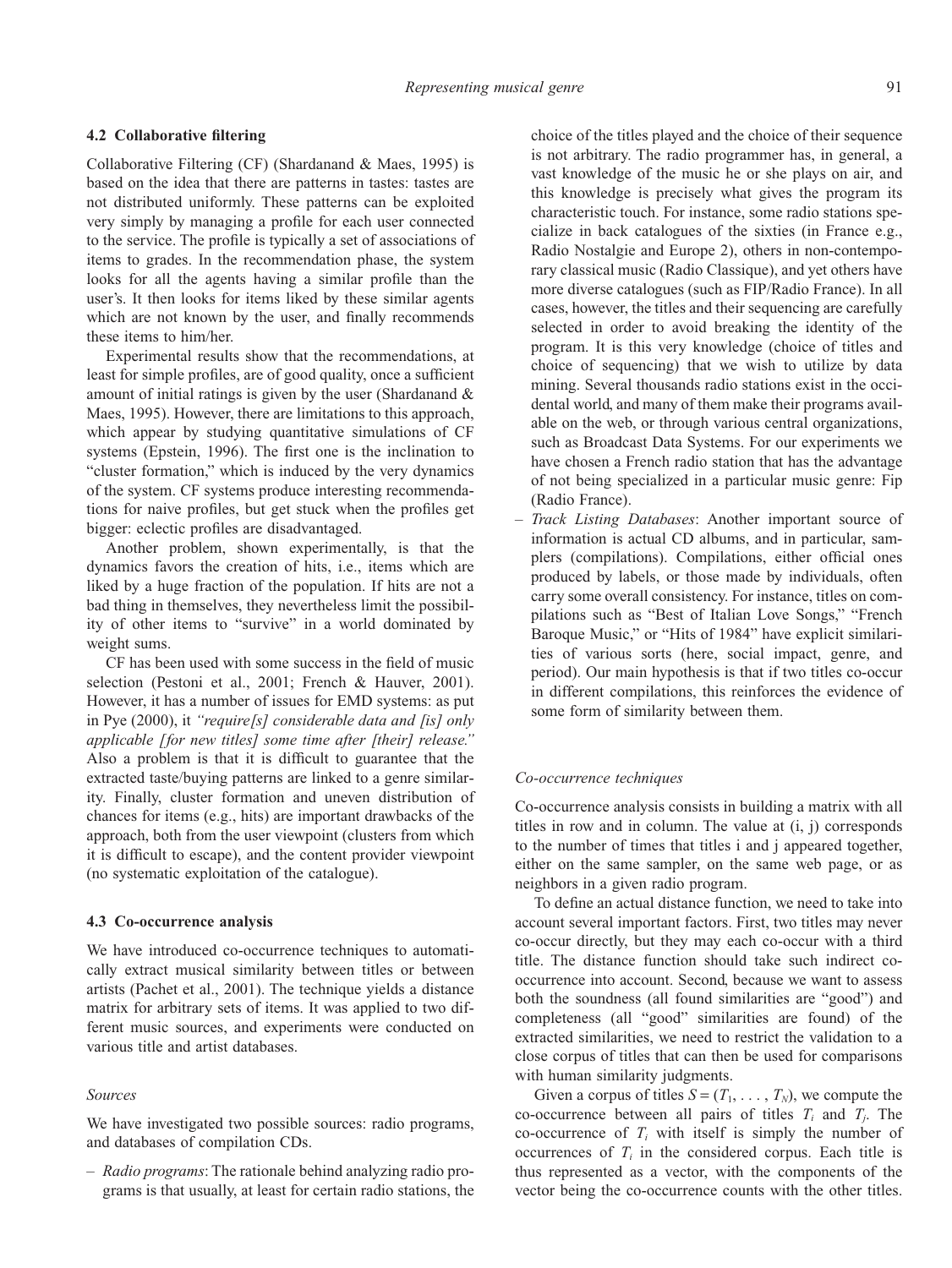### 4.2 Collaborative filtering

Collaborative Filtering (CF) (Shardanand & Maes, 1995) is based on the idea that there are patterns in tastes: tastes are not distributed uniformly. These patterns can be exploited very simply by managing a profile for each user connected to the service. The profile is typically a set of associations of items to grades. In the recommendation phase, the system looks for all the agents having a similar profile than the user's. It then looks for items liked by these similar agents which are not known by the user, and finally recommends these items to him/her.

Experimental results show that the recommendations, at least for simple profiles, are of good quality, once a sufficient amount of initial ratings is given by the user (Shardanand & Maes, 1995). However, there are limitations to this approach, which appear by studying quantitative simulations of CF systems (Epstein, 1996). The first one is the inclination to "cluster formation," which is induced by the very dynamics of the system. CF systems produce interesting recommendations for naive profiles, but get stuck when the profiles get bigger: eclectic profiles are disadvantaged.

Another problem, shown experimentally, is that the dynamics favors the creation of hits, i.e., items which are liked by a huge fraction of the population. If hits are not a bad thing in themselves, they nevertheless limit the possibility of other items to "survive" in a world dominated by weight sums.

CF has been used with some success in the field of music selection (Pestoni et al., 2001; French & Hauver, 2001). However, it has a number of issues for EMD systems: as put in Pye (2000), it *"require[s] considerable data and [is] only applicable [for new titles] some time after [their] release."* Also a problem is that it is difficult to guarantee that the extracted taste/buying patterns are linked to a genre similarity. Finally, cluster formation and uneven distribution of chances for items (e.g., hits) are important drawbacks of the approach, both from the user viewpoint (clusters from which it is difficult to escape), and the content provider viewpoint (no systematic exploitation of the catalogue).

### 4.3 Co-occurrence analysis

We have introduced co-occurrence techniques to automatically extract musical similarity between titles or between artists (Pachet et al., 2001). The technique yields a distance matrix for arbitrary sets of items. It was applied to two different music sources, and experiments were conducted on various title and artist databases.

#### *Sources*

We have investigated two possible sources: radio programs, and databases of compilation CDs.

- *Radio programs*: The rationale behind analyzing radio programs is that usually, at least for certain radio stations, the choice of the titles played and the choice of their sequence is not arbitrary. The radio programmer has, in general, a vast knowledge of the music he or she plays on air, and this knowledge is precisely what gives the program its characteristic touch. For instance, some radio stations specialize in back catalogues of the sixties (in France e.g., Radio Nostalgie and Europe 2), others in non-contemporary classical music (Radio Classique), and yet others have more diverse catalogues (such as FIP/Radio France). In all cases, however, the titles and their sequencing are carefully selected in order to avoid breaking the identity of the program. It is this very knowledge (choice of titles and choice of sequencing) that we wish to utilize by data mining. Several thousands radio stations exist in the occidental world, and many of them make their programs available on the web, or through various central organizations, such as Broadcast Data Systems. For our experiments we have chosen a French radio station that has the advantage of not being specialized in a particular music genre: Fip (Radio France).
- *Track Listing Databases*: Another important source of information is actual CD albums, and in particular, samplers (compilations). Compilations, either official ones produced by labels, or those made by individuals, often carry some overall consistency. For instance, titles on compilations such as "Best of Italian Love Songs," "French Baroque Music," or "Hits of 1984" have explicit similarities of various sorts (here, social impact, genre, and period). Our main hypothesis is that if two titles co-occur in different compilations, this reinforces the evidence of some form of similarity between them.

#### *Co-occurrence techniques*

Co-occurrence analysis consists in building a matrix with all titles in row and in column. The value at (i, j) corresponds to the number of times that titles i and j appeared together, either on the same sampler, on the same web page, or as neighbors in a given radio program.

To define an actual distance function, we need to take into account several important factors. First, two titles may never co-occur directly, but they may each co-occur with a third title. The distance function should take such indirect co-occurrence into account. Second, because we want to assess both the soundness (all found similarities are "good") and completeness (all "good" similarities are found) of the extracted similarities, we need to restrict the validation to a close corpus of titles that can then be used for comparisons with human similarity judgments.

Given a corpus of titles $S = (T_1, \ldots, T_N)$, we compute the co-occurrence between all pairs of titles $T_i$ and $T_j$. The co-occurrence of $T_i$ with itself is simply the number of occurrences of $T_i$ in the considered corpus. Each title is thus represented as a vector, with the components of the vector being the co-occurrence counts with the other titles.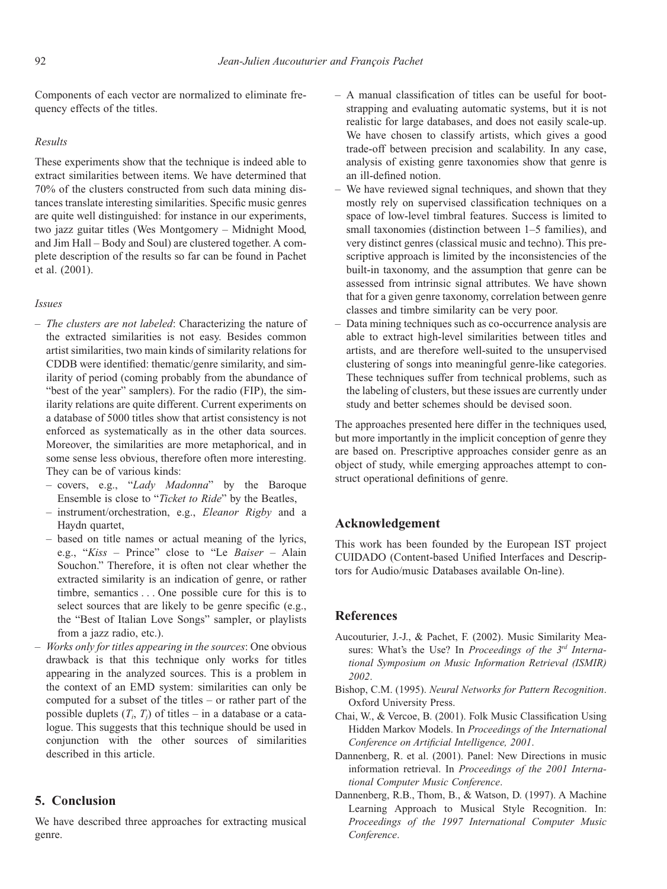Components of each vector are normalized to eliminate frequency effects of the titles.

*Results*

These experiments show that the technique is indeed able to extract similarities between items. We have determined that 70% of the clusters constructed from such data mining distances translate interesting similarities. Specific music genres are quite well distinguished: for instance in our experiments, two jazz guitar titles (Wes Montgomery – Midnight Mood, and Jim Hall – Body and Soul) are clustered together. A complete description of the results so far can be found in Pachet et al. (2001).

*Issues*

- *The clusters are not labeled*: Characterizing the nature of the extracted similarities is not easy. Besides common artist similarities, two main kinds of similarity relations for CDDB were identified: thematic/genre similarity, and similarity of period (coming probably from the abundance of "best of the year" samplers). For the radio (FIP), the similarity relations are quite different. Current experiments on a database of 5000 titles show that artist consistency is not enforced as systematically as in the other data sources. Moreover, the similarities are more metaphorical, and in some sense less obvious, therefore often more interesting. They can be of various kinds:
  - covers, e.g., "*Lady Madonna*" by the Baroque Ensemble is close to "*Ticket to Ride*" by the Beatles,
  - instrument/orchestration, e.g., *Eleanor Rigby* and a Haydn quartet,
  - based on title names or actual meaning of the lyrics, e.g., "*Kiss* – Prince" close to "Le *Baiser* – Alain Souchon." Therefore, it is often not clear whether the extracted similarity is an indication of genre, or rather timbre, semantics . . . One possible cure for this is to select sources that are likely to be genre specific (e.g., the "Best of Italian Love Songs" sampler, or playlists from a jazz radio, etc.).
- *Works only for titles appearing in the sources*: One obvious drawback is that this technique only works for titles appearing in the analyzed sources. This is a problem in the context of an EMD system: similarities can only be computed for a subset of the titles – or rather part of the possible duplets ($T_i$, $T_j$) of titles – in a database or a catalogue. This suggests that this technique should be used in conjunction with the other sources of similarities described in this article.

## 5. Conclusion

We have described three approaches for extracting musical genre.

- A manual classification of titles can be useful for bootstrapping and evaluating automatic systems, but it is not realistic for large databases, and does not easily scale-up. We have chosen to classify artists, which gives a good trade-off between precision and scalability. In any case, analysis of existing genre taxonomies show that genre is an ill-defined notion.
- We have reviewed signal techniques, and shown that they mostly rely on supervised classification techniques on a space of low-level timbral features. Success is limited to small taxonomies (distinction between 1–5 families), and very distinct genres (classical music and techno). This prescriptive approach is limited by the inconsistencies of the built-in taxonomy, and the assumption that genre can be assessed from intrinsic signal attributes. We have shown that for a given genre taxonomy, correlation between genre classes and timbre similarity can be very poor.
- Data mining techniques such as co-occurrence analysis are able to extract high-level similarities between titles and artists, and are therefore well-suited to the unsupervised clustering of songs into meaningful genre-like categories. These techniques suffer from technical problems, such as the labeling of clusters, but these issues are currently under study and better schemes should be devised soon.

The approaches presented here differ in the techniques used, but more importantly in the implicit conception of genre they are based on. Prescriptive approaches consider genre as an object of study, while emerging approaches attempt to construct operational definitions of genre.

## Acknowledgement

This work has been founded by the European IST project CUIDADO (Content-based Unified Interfaces and Descriptors for Audio/music Databases available On-line).

## References

Aucouturier, J.-J., & Pachet, F. (2002). Music Similarity Measures: What's the Use? In *Proceedings of the 3rd International Symposium on Music Information Retrieval (ISMIR) 2002*.

Bishop, C.M. (1995). *Neural Networks for Pattern Recognition*. Oxford University Press.

Chai, W., & Vercoe, B. (2001). Folk Music Classification Using Hidden Markov Models. In *Proceedings of the International Conference on Artificial Intelligence, 2001*.

Dannenberg, R. et al. (2001). Panel: New Directions in music information retrieval. In *Proceedings of the 2001 International Computer Music Conference*.

Dannenberg, R.B., Thom, B., & Watson, D. (1997). A Machine Learning Approach to Musical Style Recognition. In: *Proceedings of the 1997 International Computer Music Conference*.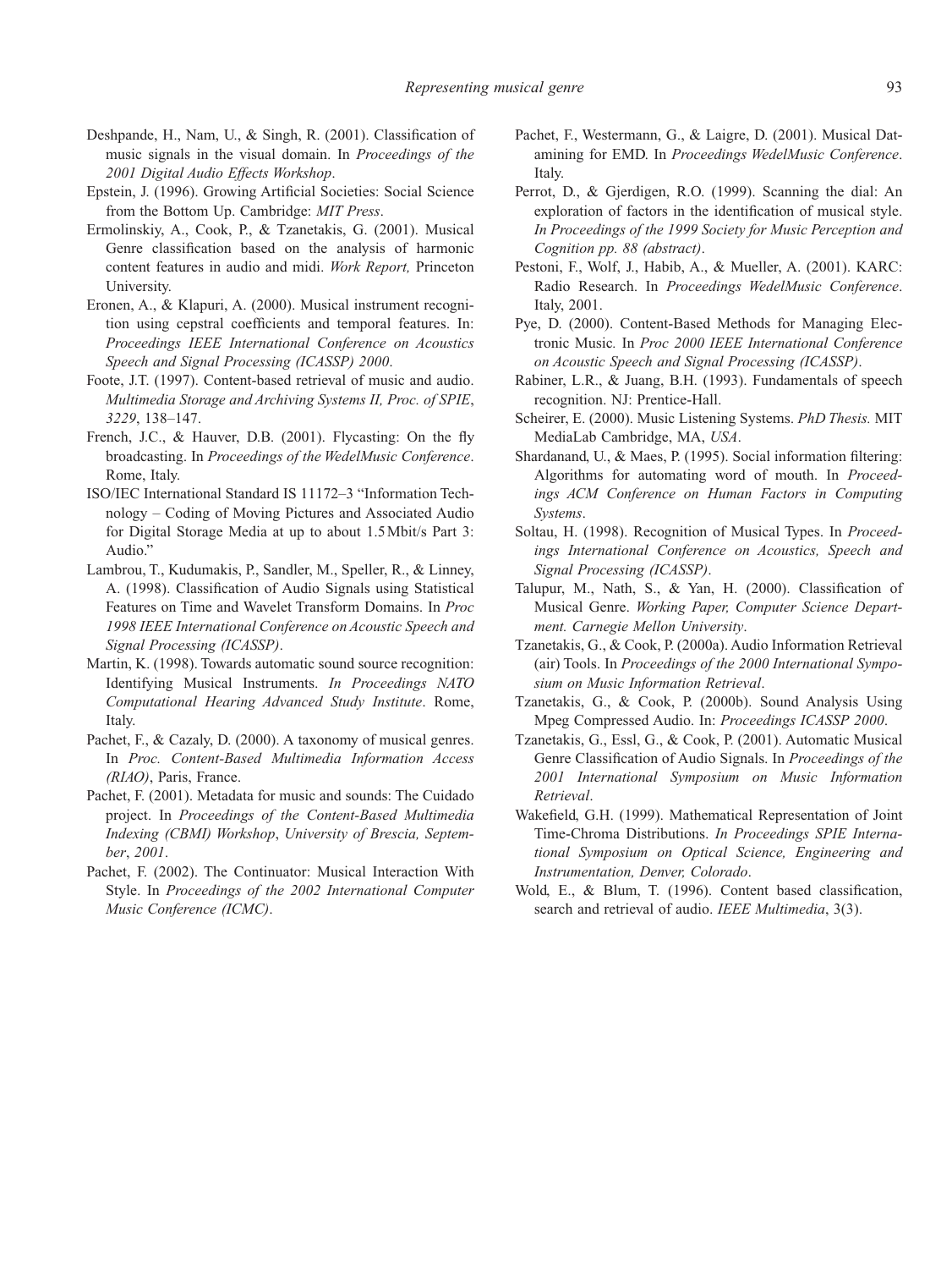Deshpande, H., Nam, U., & Singh, R. (2001). Classification of music signals in the visual domain. In *Proceedings of the 2001 Digital Audio Effects Workshop*.

Epstein, J. (1996). Growing Artificial Societies: Social Science from the Bottom Up. Cambridge: *MIT Press*.

Ermolinskiy, A., Cook, P., & Tzanetakis, G. (2001). Musical Genre classification based on the analysis of harmonic content features in audio and midi. *Work Report,* Princeton University.

Eronen, A., & Klapuri, A. (2000). Musical instrument recognition using cepstral coefficients and temporal features. In: *Proceedings IEEE International Conference on Acoustics Speech and Signal Processing (ICASSP) 2000*.

Foote, J.T. (1997). Content-based retrieval of music and audio. *Multimedia Storage and Archiving Systems II, Proc. of SPIE*, *3229*, 138–147.

French, J.C., & Hauver, D.B. (2001). Flycasting: On the fly broadcasting. In *Proceedings of the WedelMusic Conference*. Rome, Italy.

ISO/IEC International Standard IS 11172–3 "Information Technology – Coding of Moving Pictures and Associated Audio for Digital Storage Media at up to about 1.5 Mbit/s Part 3: Audio."

Lambrou, T., Kudumakis, P., Sandler, M., Speller, R., & Linney, A. (1998). Classification of Audio Signals using Statistical Features on Time and Wavelet Transform Domains. In *Proc 1998 IEEE International Conference on Acoustic Speech and Signal Processing (ICASSP)*.

Martin, K. (1998). Towards automatic sound source recognition: Identifying Musical Instruments. *In Proceedings NATO Computational Hearing Advanced Study Institute*. Rome, Italy.

Pachet, F., & Cazaly, D. (2000). A taxonomy of musical genres. In *Proc. Content-Based Multimedia Information Access (RIAO)*, Paris, France.

Pachet, F. (2001). Metadata for music and sounds: The Cuidado project. In *Proceedings of the Content-Based Multimedia Indexing (CBMI) Workshop*, *University of Brescia, September*, *2001*.

Pachet, F. (2002). The Continuator: Musical Interaction With Style. In *Proceedings of the 2002 International Computer Music Conference (ICMC)*.

Pachet, F., Westermann, G., & Laigre, D. (2001). Musical Datamining for EMD. In *Proceedings WedelMusic Conference*. Italy.

Perrot, D., & Gjerdigen, R.O. (1999). Scanning the dial: An exploration of factors in the identification of musical style. *In Proceedings of the 1999 Society for Music Perception and Cognition pp. 88 (abstract)*.

Pestoni, F., Wolf, J., Habib, A., & Mueller, A. (2001). KARC: Radio Research. In *Proceedings WedelMusic Conference*. Italy, 2001.

Pye, D. (2000). Content-Based Methods for Managing Electronic Music. In *Proc 2000 IEEE International Conference on Acoustic Speech and Signal Processing (ICASSP)*.

Rabiner, L.R., & Juang, B.H. (1993). Fundamentals of speech recognition. NJ: Prentice-Hall.

Scheirer, E. (2000). Music Listening Systems. *PhD Thesis.* MIT MediaLab Cambridge, MA, *USA*.

Shardanand, U., & Maes, P. (1995). Social information filtering: Algorithms for automating word of mouth. In *Proceedings ACM Conference on Human Factors in Computing Systems*.

Soltau, H. (1998). Recognition of Musical Types. In *Proceedings International Conference on Acoustics, Speech and Signal Processing (ICASSP)*.

Talupur, M., Nath, S., & Yan, H. (2000). Classification of Musical Genre. *Working Paper, Computer Science Department. Carnegie Mellon University*.

Tzanetakis, G., & Cook, P. (2000a). Audio Information Retrieval (air) Tools. In *Proceedings of the 2000 International Symposium on Music Information Retrieval*.

Tzanetakis, G., & Cook, P. (2000b). Sound Analysis Using Mpeg Compressed Audio. In: *Proceedings ICASSP 2000*.

Tzanetakis, G., Essl, G., & Cook, P. (2001). Automatic Musical Genre Classification of Audio Signals. In *Proceedings of the 2001 International Symposium on Music Information Retrieval*.

Wakefield, G.H. (1999). Mathematical Representation of Joint Time-Chroma Distributions. *In Proceedings SPIE International Symposium on Optical Science, Engineering and Instrumentation, Denver, Colorado*.

Wold, E., & Blum, T. (1996). Content based classification, search and retrieval of audio. *IEEE Multimedia*, 3(3).